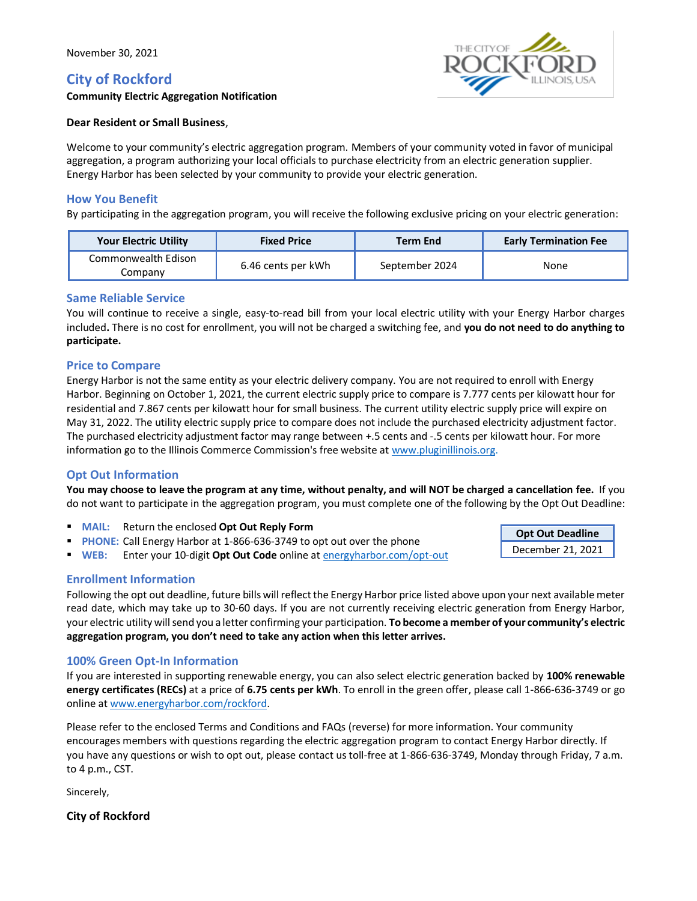November 30, 2021

## City of Rockford

**Community Electric Aggregation Notification**

**Dear Resident or Small Business**,

Welcome to your community's electric aggregation program. Members of your community voted in favor of municipal aggregation, a program authorizing your local officials to purchase electricity from an electric generation supplier. Energy Harbor has been selected by your community to provide your electric generation.

### How You Benefit

By participating in the aggregation program, you will receive the following exclusive pricing on your electric generation:

| Your Electric Utility | Fixed Price | Term End | Early Termination Fee |
|---|---|---|---|
| Commonwealth Edison Company | 6.46 cents per kWh | September 2024 | None |

### Same Reliable Service

You will continue to receive a single, easy-to-read bill from your local electric utility with your Energy Harbor charges included**.** There is no cost for enrollment, you will not be charged a switching fee, and **you do not need to do anything to participate.**

### Price to Compare

Energy Harbor is not the same entity as your electric delivery company. You are not required to enroll with Energy Harbor. Beginning on October 1, 2021, the current electric supply price to compare is 7.777 cents per kilowatt hour for residential and 7.867 cents per kilowatt hour for small business. The current utility electric supply price will expire on May 31, 2022. The utility electric supply price to compare does not include the purchased electricity adjustment factor. The purchased electricity adjustment factor may range between +.5 cents and -.5 cents per kilowatt hour. For more information go to the Illinois Commerce Commission's free website at www.pluginillinois.org.

### Opt Out Information

**You may choose to leave the program at any time, without penalty, and will NOT be charged a cancellation fee.** If you do not want to participate in the aggregation program, you must complete one of the following by the Opt Out Deadline:

- **MAIL:** Return the enclosed **Opt Out Reply Form**
- **PHONE:** Call Energy Harbor at 1-866-636-3749 to opt out over the phone
- **WEB:** Enter your 10-digit **Opt Out Code** online at energyharbor.com/opt-out

| Opt Out Deadline |
|---|
| December 21, 2021 |

### Enrollment Information

Following the opt out deadline, future bills will reflect the Energy Harbor price listed above upon your next available meter read date, which may take up to 30-60 days. If you are not currently receiving electric generation from Energy Harbor, your electric utility will send you a letter confirming your participation. **To become a member of your community's electric aggregation program, you don't need to take any action when this letter arrives.**

### 100% Green Opt-In Information

If you are interested in supporting renewable energy, you can also select electric generation backed by **100% renewable energy certificates (RECs)** at a price of **6.75 cents per kWh**. To enroll in the green offer, please call 1-866-636-3749 or go online at www.energyharbor.com/rockford.

Please refer to the enclosed Terms and Conditions and FAQs (reverse) for more information. Your community encourages members with questions regarding the electric aggregation program to contact Energy Harbor directly. If you have any questions or wish to opt out, please contact us toll-free at 1-866-636-3749, Monday through Friday, 7 a.m. to 4 p.m., CST.

Sincerely,

**City of Rockford**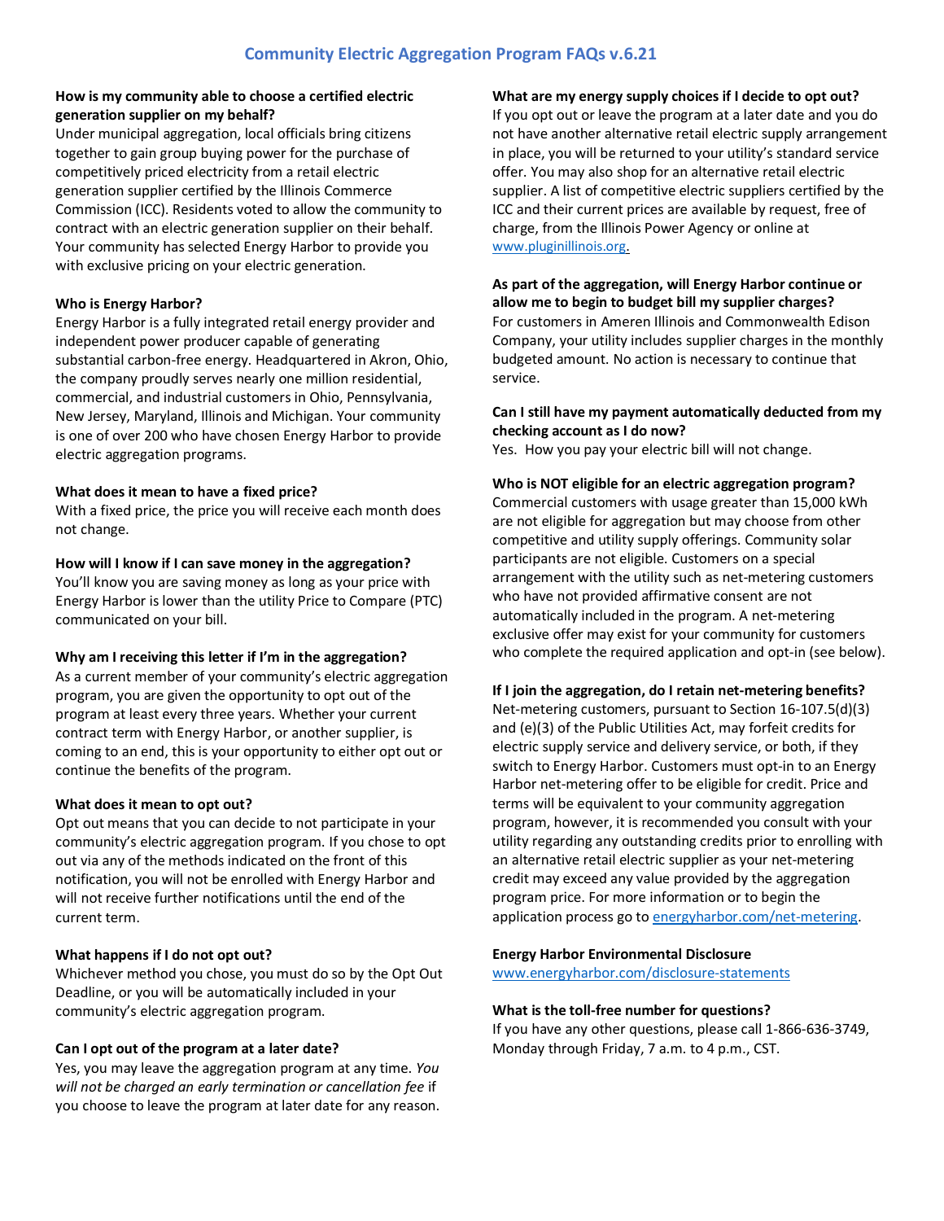# Community Electric Aggregation Program FAQs v.6.21

**How is my community able to choose a certified electric generation supplier on my behalf?**
Under municipal aggregation, local officials bring citizens together to gain group buying power for the purchase of competitively priced electricity from a retail electric generation supplier certified by the Illinois Commerce Commission (ICC). Residents voted to allow the community to contract with an electric generation supplier on their behalf. Your community has selected Energy Harbor to provide you with exclusive pricing on your electric generation.

**Who is Energy Harbor?**
Energy Harbor is a fully integrated retail energy provider and independent power producer capable of generating substantial carbon-free energy. Headquartered in Akron, Ohio, the company proudly serves nearly one million residential, commercial, and industrial customers in Ohio, Pennsylvania, New Jersey, Maryland, Illinois and Michigan. Your community is one of over 200 who have chosen Energy Harbor to provide electric aggregation programs.

**What does it mean to have a fixed price?**
With a fixed price, the price you will receive each month does not change.

**How will I know if I can save money in the aggregation?**
You'll know you are saving money as long as your price with Energy Harbor is lower than the utility Price to Compare (PTC) communicated on your bill.

**Why am I receiving this letter if I'm in the aggregation?**
As a current member of your community's electric aggregation program, you are given the opportunity to opt out of the program at least every three years. Whether your current contract term with Energy Harbor, or another supplier, is coming to an end, this is your opportunity to either opt out or continue the benefits of the program.

**What does it mean to opt out?**
Opt out means that you can decide to not participate in your community's electric aggregation program. If you chose to opt out via any of the methods indicated on the front of this notification, you will not be enrolled with Energy Harbor and will not receive further notifications until the end of the current term.

**What happens if I do not opt out?**
Whichever method you chose, you must do so by the Opt Out Deadline, or you will be automatically included in your community's electric aggregation program.

**Can I opt out of the program at a later date?**
Yes, you may leave the aggregation program at any time. *You will not be charged an early termination or cancellation fee* if you choose to leave the program at later date for any reason.

**What are my energy supply choices if I decide to opt out?**
If you opt out or leave the program at a later date and you do not have another alternative retail electric supply arrangement in place, you will be returned to your utility's standard service offer. You may also shop for an alternative retail electric supplier. A list of competitive electric suppliers certified by the ICC and their current prices are available by request, free of charge, from the Illinois Power Agency or online at www.pluginillinois.org.

**As part of the aggregation, will Energy Harbor continue or allow me to begin to budget bill my supplier charges?**
For customers in Ameren Illinois and Commonwealth Edison Company, your utility includes supplier charges in the monthly budgeted amount. No action is necessary to continue that service.

**Can I still have my payment automatically deducted from my checking account as I do now?**
Yes. How you pay your electric bill will not change.

**Who is NOT eligible for an electric aggregation program?**
Commercial customers with usage greater than 15,000 kWh are not eligible for aggregation but may choose from other competitive and utility supply offerings. Community solar participants are not eligible. Customers on a special arrangement with the utility such as net-metering customers who have not provided affirmative consent are not automatically included in the program. A net-metering exclusive offer may exist for your community for customers who complete the required application and opt-in (see below).

**If I join the aggregation, do I retain net-metering benefits?**
Net-metering customers, pursuant to Section 16-107.5(d)(3) and (e)(3) of the Public Utilities Act, may forfeit credits for electric supply service and delivery service, or both, if they switch to Energy Harbor. Customers must opt-in to an Energy Harbor net-metering offer to be eligible for credit. Price and terms will be equivalent to your community aggregation program, however, it is recommended you consult with your utility regarding any outstanding credits prior to enrolling with an alternative retail electric supplier as your net-metering credit may exceed any value provided by the aggregation program price. For more information or to begin the application process go to energyharbor.com/net-metering.

**Energy Harbor Environmental Disclosure**
www.energyharbor.com/disclosure-statements

**What is the toll-free number for questions?**
If you have any other questions, please call 1-866-636-3749, Monday through Friday, 7 a.m. to 4 p.m., CST.